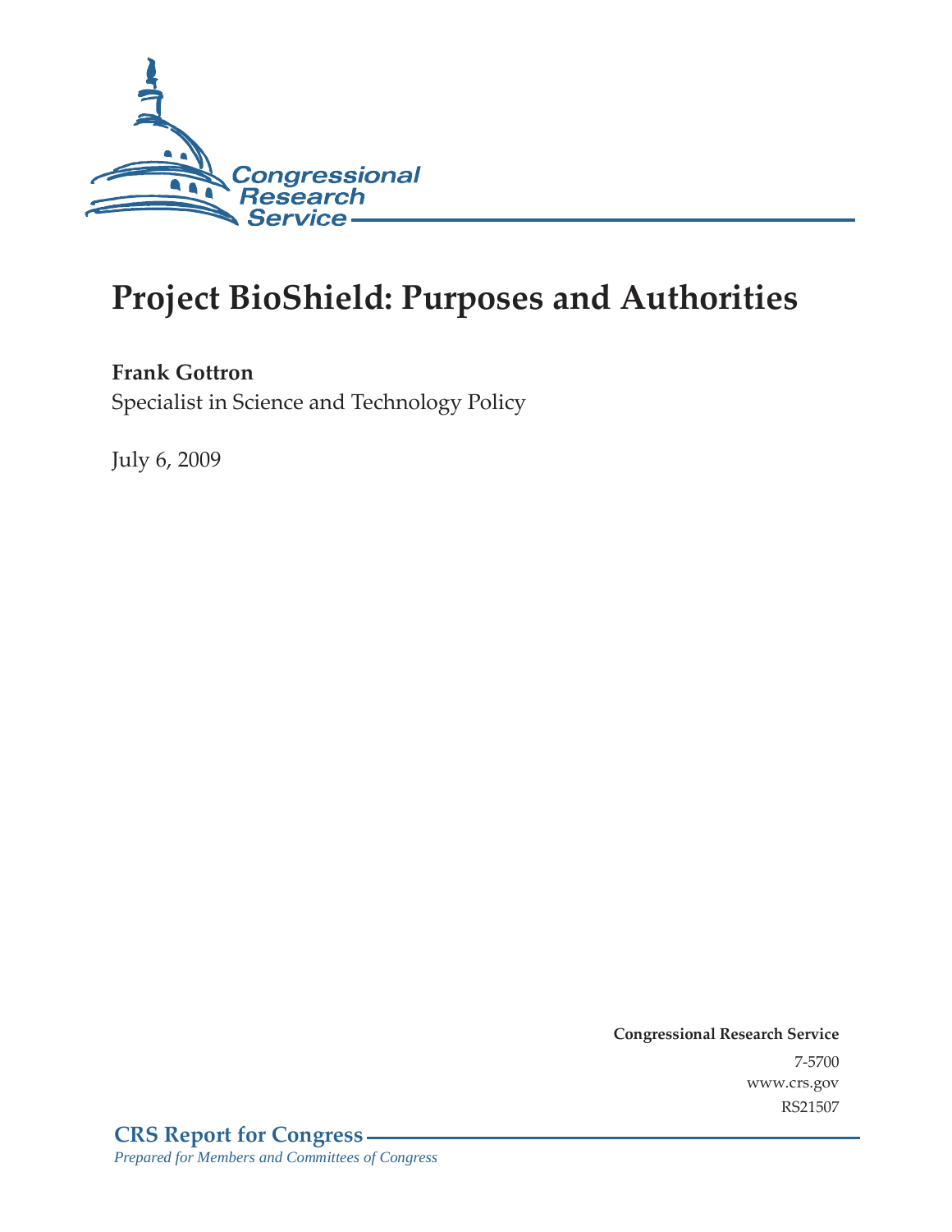Congressional Research Service

# Project BioShield: Purposes and Authorities

**Frank Gottron**
Specialist in Science and Technology Policy

July 6, 2009

**Congressional Research Service**
7-5700
www.crs.gov
RS21507

**CRS Report for Congress**
*Prepared for Members and Committees of Congress*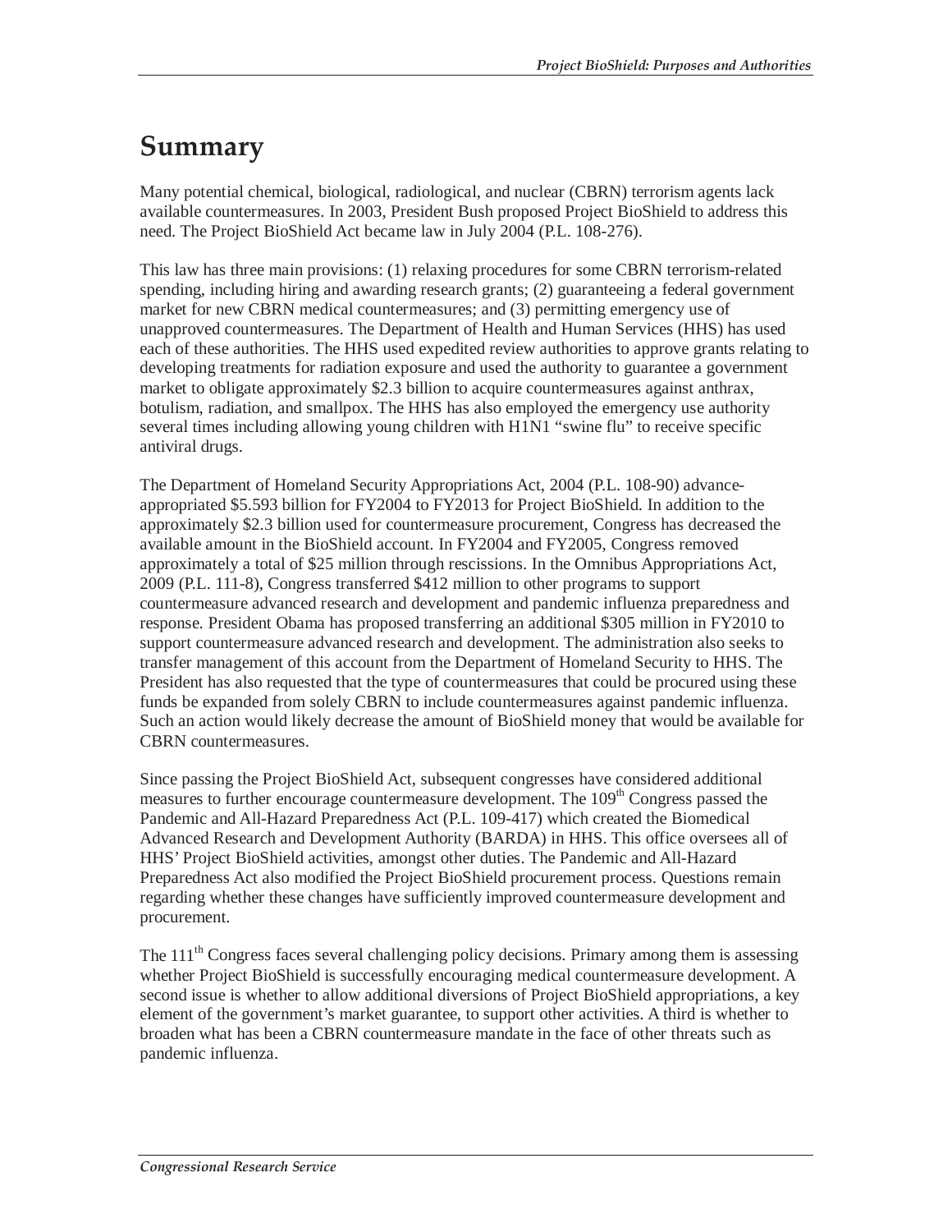# Summary

Many potential chemical, biological, radiological, and nuclear (CBRN) terrorism agents lack available countermeasures. In 2003, President Bush proposed Project BioShield to address this need. The Project BioShield Act became law in July 2004 (P.L. 108-276).

This law has three main provisions: (1) relaxing procedures for some CBRN terrorism-related spending, including hiring and awarding research grants; (2) guaranteeing a federal government market for new CBRN medical countermeasures; and (3) permitting emergency use of unapproved countermeasures. The Department of Health and Human Services (HHS) has used each of these authorities. The HHS used expedited review authorities to approve grants relating to developing treatments for radiation exposure and used the authority to guarantee a government market to obligate approximately $2.3 billion to acquire countermeasures against anthrax, botulism, radiation, and smallpox. The HHS has also employed the emergency use authority several times including allowing young children with H1N1 "swine flu" to receive specific antiviral drugs.

The Department of Homeland Security Appropriations Act, 2004 (P.L. 108-90) advance-appropriated $5.593 billion for FY2004 to FY2013 for Project BioShield. In addition to the approximately $2.3 billion used for countermeasure procurement, Congress has decreased the available amount in the BioShield account. In FY2004 and FY2005, Congress removed approximately a total of $25 million through rescissions. In the Omnibus Appropriations Act, 2009 (P.L. 111-8), Congress transferred $412 million to other programs to support countermeasure advanced research and development and pandemic influenza preparedness and response. President Obama has proposed transferring an additional $305 million in FY2010 to support countermeasure advanced research and development. The administration also seeks to transfer management of this account from the Department of Homeland Security to HHS. The President has also requested that the type of countermeasures that could be procured using these funds be expanded from solely CBRN to include countermeasures against pandemic influenza. Such an action would likely decrease the amount of BioShield money that would be available for CBRN countermeasures.

Since passing the Project BioShield Act, subsequent congresses have considered additional measures to further encourage countermeasure development. The 109th Congress passed the Pandemic and All-Hazard Preparedness Act (P.L. 109-417) which created the Biomedical Advanced Research and Development Authority (BARDA) in HHS. This office oversees all of HHS' Project BioShield activities, amongst other duties. The Pandemic and All-Hazard Preparedness Act also modified the Project BioShield procurement process. Questions remain regarding whether these changes have sufficiently improved countermeasure development and procurement.

The 111th Congress faces several challenging policy decisions. Primary among them is assessing whether Project BioShield is successfully encouraging medical countermeasure development. A second issue is whether to allow additional diversions of Project BioShield appropriations, a key element of the government's market guarantee, to support other activities. A third is whether to broaden what has been a CBRN countermeasure mandate in the face of other threats such as pandemic influenza.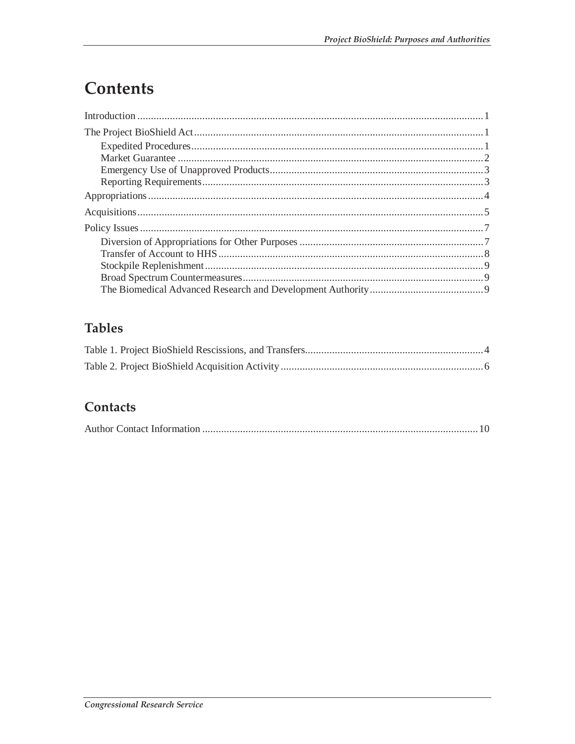# Contents

Introduction .......... 1

The Project BioShield Act .......... 1

- Expedited Procedures .......... 1
- Market Guarantee .......... 2
- Emergency Use of Unapproved Products .......... 3
- Reporting Requirements .......... 3

Appropriations .......... 4

Acquisitions .......... 5

Policy Issues .......... 7

- Diversion of Appropriations for Other Purposes .......... 7
- Transfer of Account to HHS .......... 8
- Stockpile Replenishment .......... 9
- Broad Spectrum Countermeasures .......... 9
- The Biomedical Advanced Research and Development Authority .......... 9

## Tables

Table 1. Project BioShield Rescissions, and Transfers .......... 4

Table 2. Project BioShield Acquisition Activity .......... 6

## Contacts

Author Contact Information .......... 10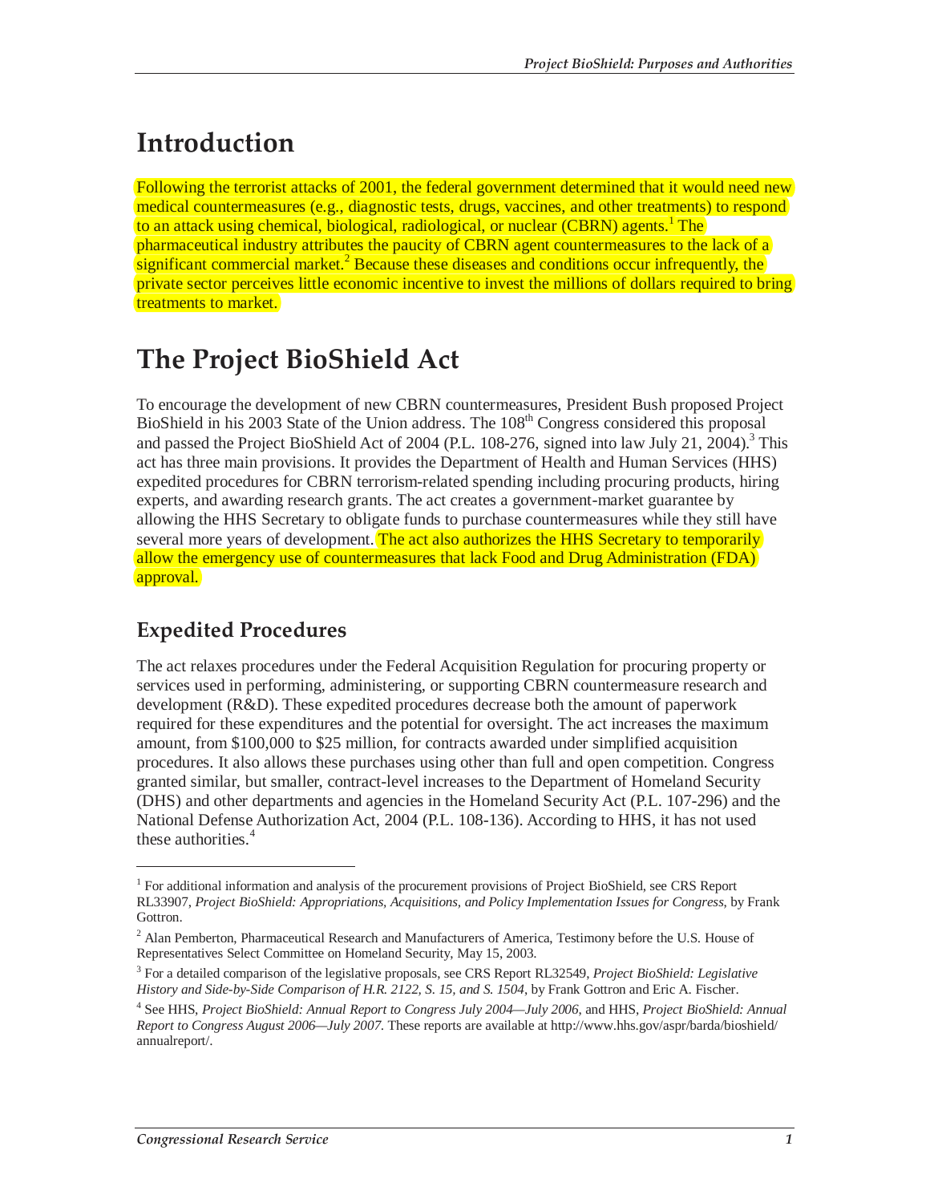# Introduction

Following the terrorist attacks of 2001, the federal government determined that it would need new medical countermeasures (e.g., diagnostic tests, drugs, vaccines, and other treatments) to respond to an attack using chemical, biological, radiological, or nuclear (CBRN) agents.[1] The pharmaceutical industry attributes the paucity of CBRN agent countermeasures to the lack of a significant commercial market.[2] Because these diseases and conditions occur infrequently, the private sector perceives little economic incentive to invest the millions of dollars required to bring treatments to market.

# The Project BioShield Act

To encourage the development of new CBRN countermeasures, President Bush proposed Project BioShield in his 2003 State of the Union address. The 108th Congress considered this proposal and passed the Project BioShield Act of 2004 (P.L. 108-276, signed into law July 21, 2004).[3] This act has three main provisions. It provides the Department of Health and Human Services (HHS) expedited procedures for CBRN terrorism-related spending including procuring products, hiring experts, and awarding research grants. The act creates a government-market guarantee by allowing the HHS Secretary to obligate funds to purchase countermeasures while they still have several more years of development. The act also authorizes the HHS Secretary to temporarily allow the emergency use of countermeasures that lack Food and Drug Administration (FDA) approval.

## Expedited Procedures

The act relaxes procedures under the Federal Acquisition Regulation for procuring property or services used in performing, administering, or supporting CBRN countermeasure research and development (R&D). These expedited procedures decrease both the amount of paperwork required for these expenditures and the potential for oversight. The act increases the maximum amount, from $100,000 to $25 million, for contracts awarded under simplified acquisition procedures. It also allows these purchases using other than full and open competition. Congress granted similar, but smaller, contract-level increases to the Department of Homeland Security (DHS) and other departments and agencies in the Homeland Security Act (P.L. 107-296) and the National Defense Authorization Act, 2004 (P.L. 108-136). According to HHS, it has not used these authorities.[4]

---

[1] For additional information and analysis of the procurement provisions of Project BioShield, see CRS Report RL33907, *Project BioShield: Appropriations, Acquisitions, and Policy Implementation Issues for Congress*, by Frank Gottron.

[2] Alan Pemberton, Pharmaceutical Research and Manufacturers of America, Testimony before the U.S. House of Representatives Select Committee on Homeland Security, May 15, 2003.

[3] For a detailed comparison of the legislative proposals, see CRS Report RL32549, *Project BioShield: Legislative History and Side-by-Side Comparison of H.R. 2122, S. 15, and S. 1504*, by Frank Gottron and Eric A. Fischer.

[4] See HHS, *Project BioShield: Annual Report to Congress July 2004—July 2006*, and HHS, *Project BioShield: Annual Report to Congress August 2006—July 2007*. These reports are available at http://www.hhs.gov/aspr/barda/bioshield/annualreport/.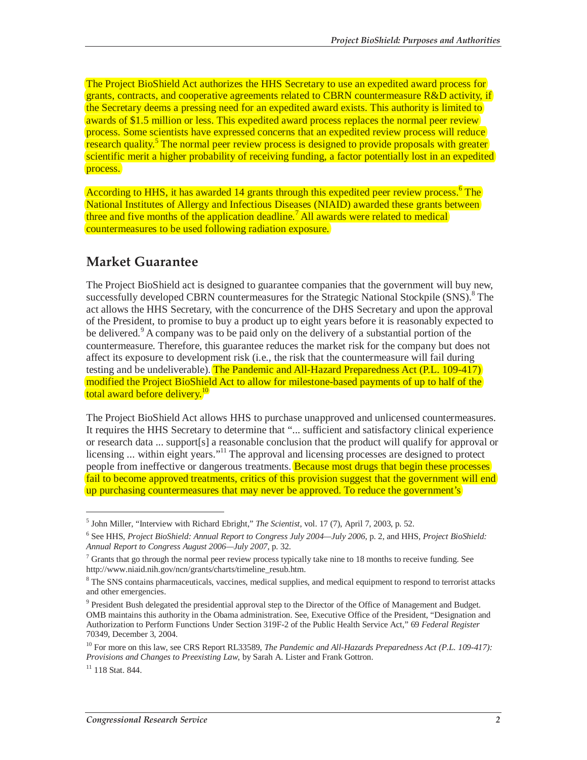The Project BioShield Act authorizes the HHS Secretary to use an expedited award process for grants, contracts, and cooperative agreements related to CBRN countermeasure R&D activity, if the Secretary deems a pressing need for an expedited award exists. This authority is limited to awards of $1.5 million or less. This expedited award process replaces the normal peer review process. Some scientists have expressed concerns that an expedited review process will reduce research quality.[5] The normal peer review process is designed to provide proposals with greater scientific merit a higher probability of receiving funding, a factor potentially lost in an expedited process.

According to HHS, it has awarded 14 grants through this expedited peer review process.[6] The National Institutes of Allergy and Infectious Diseases (NIAID) awarded these grants between three and five months of the application deadline.[7] All awards were related to medical countermeasures to be used following radiation exposure.

## Market Guarantee

The Project BioShield act is designed to guarantee companies that the government will buy new, successfully developed CBRN countermeasures for the Strategic National Stockpile (SNS).[8] The act allows the HHS Secretary, with the concurrence of the DHS Secretary and upon the approval of the President, to promise to buy a product up to eight years before it is reasonably expected to be delivered.[9] A company was to be paid only on the delivery of a substantial portion of the countermeasure. Therefore, this guarantee reduces the market risk for the company but does not affect its exposure to development risk (i.e., the risk that the countermeasure will fail during testing and be undeliverable). The Pandemic and All-Hazard Preparedness Act (P.L. 109-417) modified the Project BioShield Act to allow for milestone-based payments of up to half of the total award before delivery.[10]

The Project BioShield Act allows HHS to purchase unapproved and unlicensed countermeasures. It requires the HHS Secretary to determine that "... sufficient and satisfactory clinical experience or research data ... support[s] a reasonable conclusion that the product will qualify for approval or licensing ... within eight years."[11] The approval and licensing processes are designed to protect people from ineffective or dangerous treatments. Because most drugs that begin these processes fail to become approved treatments, critics of this provision suggest that the government will end up purchasing countermeasures that may never be approved. To reduce the government's

---

[5] John Miller, "Interview with Richard Ebright," *The Scientist*, vol. 17 (7), April 7, 2003, p. 52.

[6] See HHS, *Project BioShield: Annual Report to Congress July 2004—July 2006*, p. 2, and HHS, *Project BioShield: Annual Report to Congress August 2006—July 2007*, p. 32.

[7] Grants that go through the normal peer review process typically take nine to 18 months to receive funding. See http://www.niaid.nih.gov/ncn/grants/charts/timeline_resub.htm.

[8] The SNS contains pharmaceuticals, vaccines, medical supplies, and medical equipment to respond to terrorist attacks and other emergencies.

[9] President Bush delegated the presidential approval step to the Director of the Office of Management and Budget. OMB maintains this authority in the Obama administration. See, Executive Office of the President, "Designation and Authorization to Perform Functions Under Section 319F-2 of the Public Health Service Act," 69 *Federal Register* 70349, December 3, 2004.

[10] For more on this law, see CRS Report RL33589, *The Pandemic and All-Hazards Preparedness Act (P.L. 109-417): Provisions and Changes to Preexisting Law*, by Sarah A. Lister and Frank Gottron.

[11] 118 Stat. 844.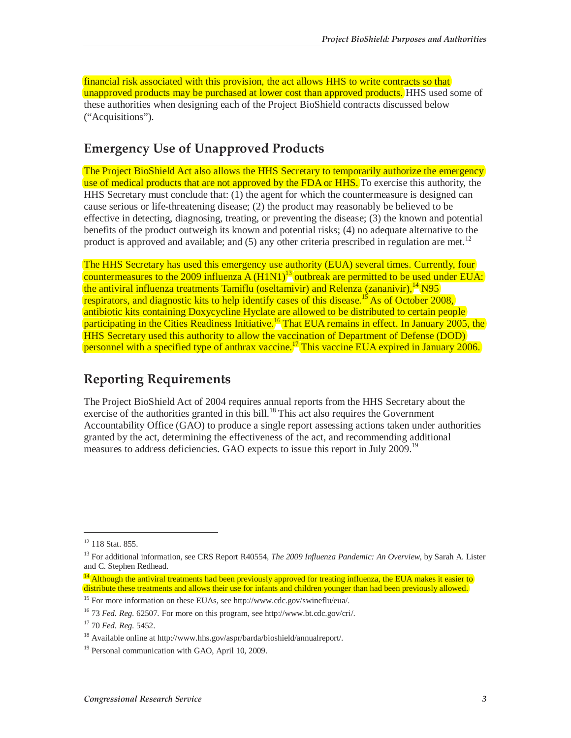financial risk associated with this provision, the act allows HHS to write contracts so that unapproved products may be purchased at lower cost than approved products. HHS used some of these authorities when designing each of the Project BioShield contracts discussed below ("Acquisitions").

## Emergency Use of Unapproved Products

The Project BioShield Act also allows the HHS Secretary to temporarily authorize the emergency use of medical products that are not approved by the FDA or HHS. To exercise this authority, the HHS Secretary must conclude that: (1) the agent for which the countermeasure is designed can cause serious or life-threatening disease; (2) the product may reasonably be believed to be effective in detecting, diagnosing, treating, or preventing the disease; (3) the known and potential benefits of the product outweigh its known and potential risks; (4) no adequate alternative to the product is approved and available; and (5) any other criteria prescribed in regulation are met.[12]

The HHS Secretary has used this emergency use authority (EUA) several times. Currently, four countermeasures to the 2009 influenza A (H1N1)[13] outbreak are permitted to be used under EUA: the antiviral influenza treatments Tamiflu (oseltamivir) and Relenza (zananivir),[14] N95 respirators, and diagnostic kits to help identify cases of this disease.[15] As of October 2008, antibiotic kits containing Doxycycline Hyclate are allowed to be distributed to certain people participating in the Cities Readiness Initiative.[16] That EUA remains in effect. In January 2005, the HHS Secretary used this authority to allow the vaccination of Department of Defense (DOD) personnel with a specified type of anthrax vaccine.[17] This vaccine EUA expired in January 2006.

## Reporting Requirements

The Project BioShield Act of 2004 requires annual reports from the HHS Secretary about the exercise of the authorities granted in this bill.[18] This act also requires the Government Accountability Office (GAO) to produce a single report assessing actions taken under authorities granted by the act, determining the effectiveness of the act, and recommending additional measures to address deficiencies. GAO expects to issue this report in July 2009.[19]

---

[12] 118 Stat. 855.

[13] For additional information, see CRS Report R40554, *The 2009 Influenza Pandemic: An Overview*, by Sarah A. Lister and C. Stephen Redhead.

[14] Although the antiviral treatments had been previously approved for treating influenza, the EUA makes it easier to distribute these treatments and allows their use for infants and children younger than had been previously allowed.

[15] For more information on these EUAs, see http://www.cdc.gov/swineflu/eua/.

[16] 73 *Fed. Reg.* 62507. For more on this program, see http://www.bt.cdc.gov/cri/.

[17] 70 *Fed. Reg.* 5452.

[18] Available online at http://www.hhs.gov/aspr/barda/bioshield/annualreport/.

[19] Personal communication with GAO, April 10, 2009.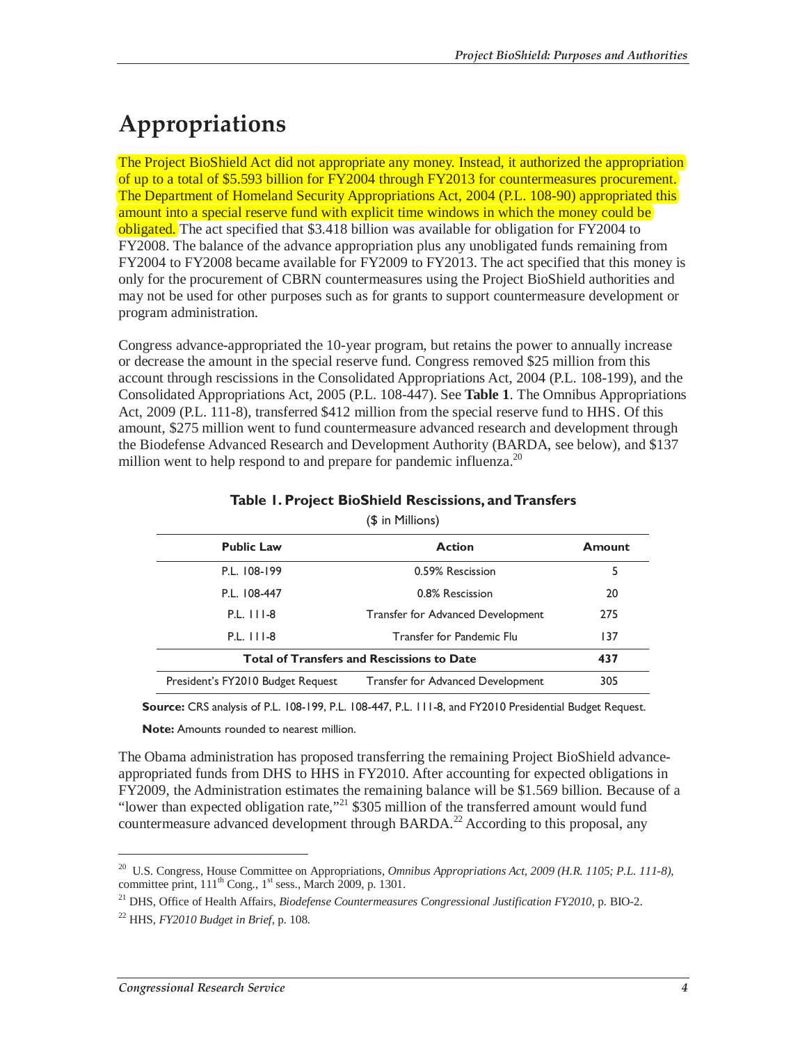# Appropriations

The Project BioShield Act did not appropriate any money. Instead, it authorized the appropriation of up to a total of $5.593 billion for FY2004 through FY2013 for countermeasures procurement. The Department of Homeland Security Appropriations Act, 2004 (P.L. 108-90) appropriated this amount into a special reserve fund with explicit time windows in which the money could be obligated. The act specified that $3.418 billion was available for obligation for FY2004 to FY2008. The balance of the advance appropriation plus any unobligated funds remaining from FY2004 to FY2008 became available for FY2009 to FY2013. The act specified that this money is only for the procurement of CBRN countermeasures using the Project BioShield authorities and may not be used for other purposes such as for grants to support countermeasure development or program administration.

Congress advance-appropriated the 10-year program, but retains the power to annually increase or decrease the amount in the special reserve fund. Congress removed $25 million from this account through rescissions in the Consolidated Appropriations Act, 2004 (P.L. 108-199), and the Consolidated Appropriations Act, 2005 (P.L. 108-447). See **Table 1**. The Omnibus Appropriations Act, 2009 (P.L. 111-8), transferred $412 million from the special reserve fund to HHS. Of this amount, $275 million went to fund countermeasure advanced research and development through the Biodefense Advanced Research and Development Authority (BARDA, see below), and $137 million went to help respond to and prepare for pandemic influenza.[20]

**Table 1. Project BioShield Rescissions, and Transfers**

($ in Millions)

| Public Law | Action | Amount |
|---|---|---|
| P.L. 108-199 | 0.59% Rescission | 5 |
| P.L. 108-447 | 0.8% Rescission | 20 |
| P.L. 111-8 | Transfer for Advanced Development | 275 |
| P.L. 111-8 | Transfer for Pandemic Flu | 137 |
| **Total of Transfers and Rescissions to Date** | | **437** |
| President's FY2010 Budget Request | Transfer for Advanced Development | 305 |

**Source:** CRS analysis of P.L. 108-199, P.L. 108-447, P.L. 111-8, and FY2010 Presidential Budget Request.

**Note:** Amounts rounded to nearest million.

The Obama administration has proposed transferring the remaining Project BioShield advance-appropriated funds from DHS to HHS in FY2010. After accounting for expected obligations in FY2009, the Administration estimates the remaining balance will be $1.569 billion. Because of a "lower than expected obligation rate,"[21] $305 million of the transferred amount would fund countermeasure advanced development through BARDA.[22] According to this proposal, any

---

[20] U.S. Congress, House Committee on Appropriations, *Omnibus Appropriations Act, 2009 (H.R. 1105; P.L. 111-8)*, committee print, 111th Cong., 1st sess., March 2009, p. 1301.

[21] DHS, Office of Health Affairs, *Biodefense Countermeasures Congressional Justification FY2010*, p. BIO-2.

[22] HHS, *FY2010 Budget in Brief*, p. 108.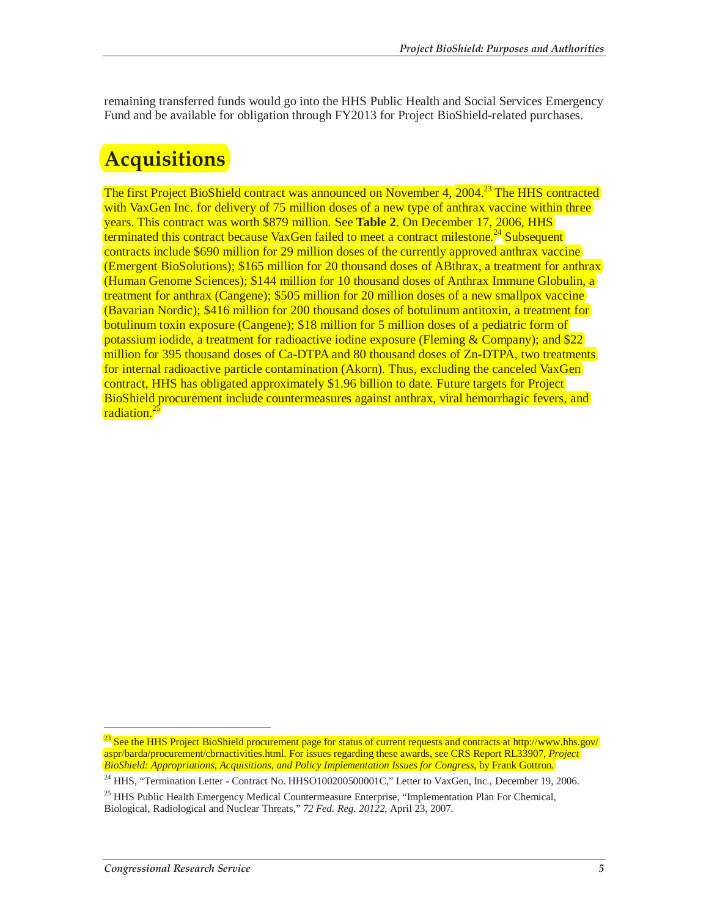remaining transferred funds would go into the HHS Public Health and Social Services Emergency Fund and be available for obligation through FY2013 for Project BioShield-related purchases.

## Acquisitions

The first Project BioShield contract was announced on November 4, 2004.[23] The HHS contracted with VaxGen Inc. for delivery of 75 million doses of a new type of anthrax vaccine within three years. This contract was worth $879 million. See **Table 2**. On December 17, 2006, HHS terminated this contract because VaxGen failed to meet a contract milestone.[24] Subsequent contracts include $690 million for 29 million doses of the currently approved anthrax vaccine (Emergent BioSolutions); $165 million for 20 thousand doses of ABthrax, a treatment for anthrax (Human Genome Sciences); $144 million for 10 thousand doses of Anthrax Immune Globulin, a treatment for anthrax (Cangene); $505 million for 20 million doses of a new smallpox vaccine (Bavarian Nordic); $416 million for 200 thousand doses of botulinum antitoxin, a treatment for botulinum toxin exposure (Cangene); $18 million for 5 million doses of a pediatric form of potassium iodide, a treatment for radioactive iodine exposure (Fleming & Company); and $22 million for 395 thousand doses of Ca-DTPA and 80 thousand doses of Zn-DTPA, two treatments for internal radioactive particle contamination (Akorn). Thus, excluding the canceled VaxGen contract, HHS has obligated approximately $1.96 billion to date. Future targets for Project BioShield procurement include countermeasures against anthrax, viral hemorrhagic fevers, and radiation.[25]

---

[23] See the HHS Project BioShield procurement page for status of current requests and contracts at http://www.hhs.gov/aspr/barda/procurement/cbrnactivities.html. For issues regarding these awards, see CRS Report RL33907, *Project BioShield: Appropriations, Acquisitions, and Policy Implementation Issues for Congress*, by Frank Gottron.

[24] HHS, "Termination Letter - Contract No. HHSO100200500001C," Letter to VaxGen, Inc., December 19, 2006.

[25] HHS Public Health Emergency Medical Countermeasure Enterprise, "Implementation Plan For Chemical, Biological, Radiological and Nuclear Threats," *72 Fed. Reg. 20122*, April 23, 2007.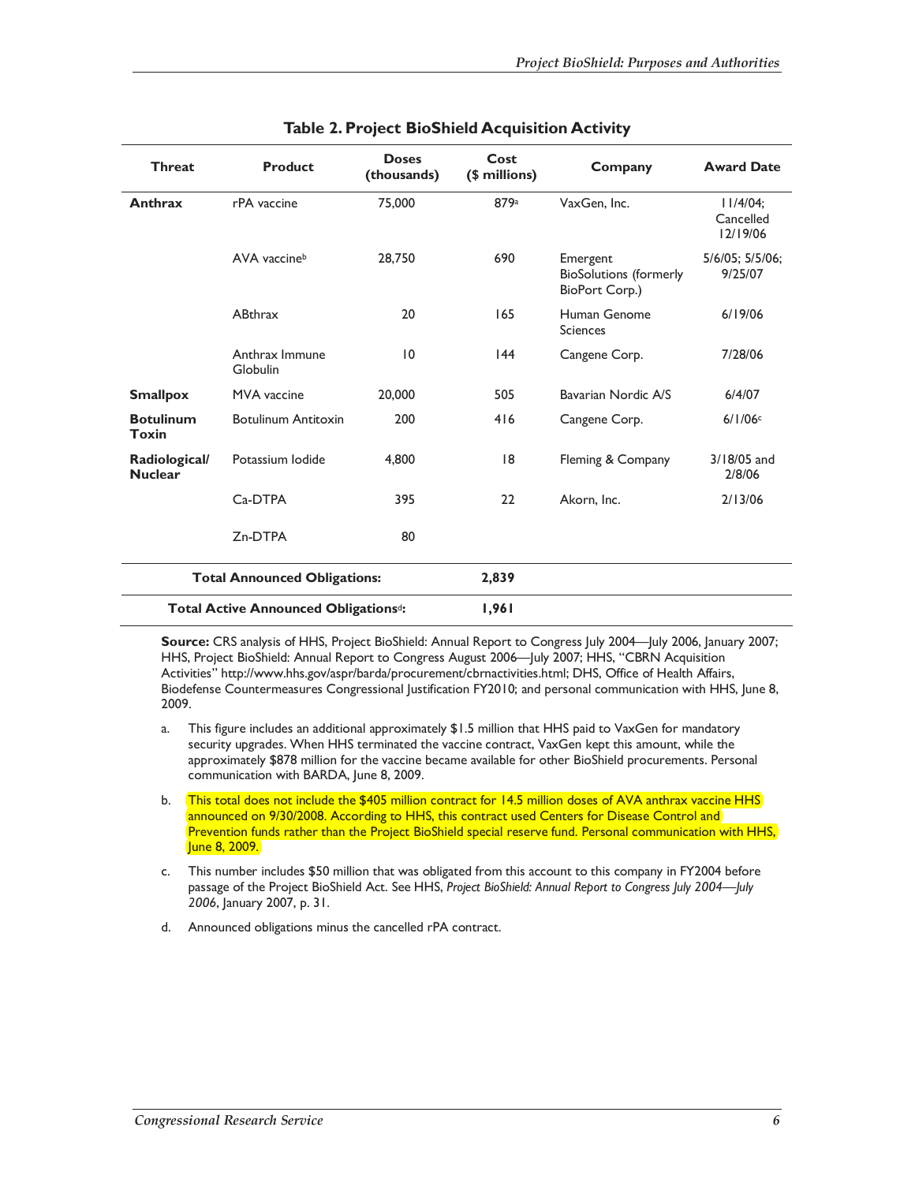**Table 2. Project BioShield Acquisition Activity**

| Threat | Product | Doses (thousands) | Cost ($ millions) | Company | Award Date |
|---|---|---|---|---|---|
| **Anthrax** | rPA vaccine | 75,000 | 879[a] | VaxGen, Inc. | 11/4/04; Cancelled 12/19/06 |
| | AVA vaccine[b] | 28,750 | 690 | Emergent BioSolutions (formerly BioPort Corp.) | 5/6/05; 5/5/06; 9/25/07 |
| | ABthrax | 20 | 165 | Human Genome Sciences | 6/19/06 |
| | Anthrax Immune Globulin | 10 | 144 | Cangene Corp. | 7/28/06 |
| **Smallpox** | MVA vaccine | 20,000 | 505 | Bavarian Nordic A/S | 6/4/07 |
| **Botulinum Toxin** | Botulinum Antitoxin | 200 | 416 | Cangene Corp. | 6/1/06[c] |
| **Radiological/ Nuclear** | Potassium Iodide | 4,800 | 18 | Fleming & Company | 3/18/05 and 2/8/06 |
| | Ca-DTPA | 395 | 22 | Akorn, Inc. | 2/13/06 |
| | Zn-DTPA | 80 | | | |
| **Total Announced Obligations:** | | | **2,839** | | |
| **Total Active Announced Obligations[d]:** | | | **1,961** | | |

**Source:** CRS analysis of HHS, Project BioShield: Annual Report to Congress July 2004—July 2006, January 2007; HHS, Project BioShield: Annual Report to Congress August 2006—July 2007; HHS, "CBRN Acquisition Activities" http://www.hhs.gov/aspr/barda/procurement/cbrnactivities.html; DHS, Office of Health Affairs, Biodefense Countermeasures Congressional Justification FY2010; and personal communication with HHS, June 8, 2009.

a. This figure includes an additional approximately $1.5 million that HHS paid to VaxGen for mandatory security upgrades. When HHS terminated the vaccine contract, VaxGen kept this amount, while the approximately $878 million for the vaccine became available for other BioShield procurements. Personal communication with BARDA, June 8, 2009.

b. This total does not include the $405 million contract for 14.5 million doses of AVA anthrax vaccine HHS announced on 9/30/2008. According to HHS, this contract used Centers for Disease Control and Prevention funds rather than the Project BioShield special reserve fund. Personal communication with HHS, June 8, 2009.

c. This number includes $50 million that was obligated from this account to this company in FY2004 before passage of the Project BioShield Act. See HHS, *Project BioShield: Annual Report to Congress July 2004—July 2006*, January 2007, p. 31.

d. Announced obligations minus the cancelled rPA contract.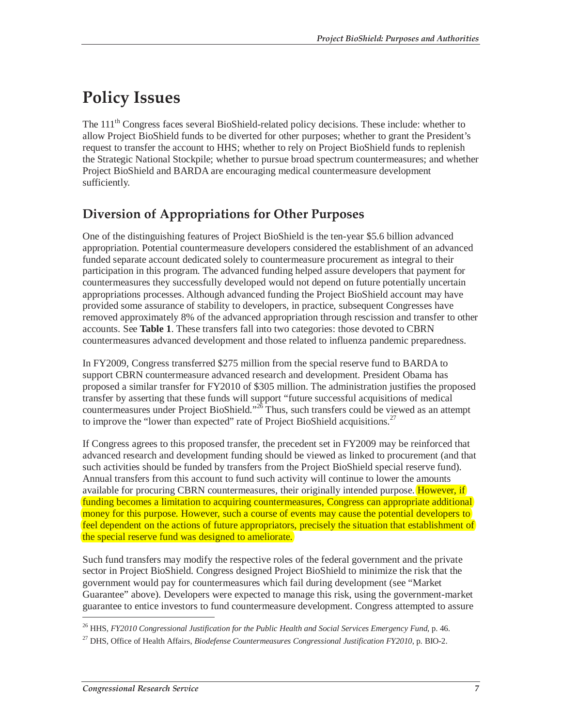# Policy Issues

The 111th Congress faces several BioShield-related policy decisions. These include: whether to allow Project BioShield funds to be diverted for other purposes; whether to grant the President's request to transfer the account to HHS; whether to rely on Project BioShield funds to replenish the Strategic National Stockpile; whether to pursue broad spectrum countermeasures; and whether Project BioShield and BARDA are encouraging medical countermeasure development sufficiently.

## Diversion of Appropriations for Other Purposes

One of the distinguishing features of Project BioShield is the ten-year $5.6 billion advanced appropriation. Potential countermeasure developers considered the establishment of an advanced funded separate account dedicated solely to countermeasure procurement as integral to their participation in this program. The advanced funding helped assure developers that payment for countermeasures they successfully developed would not depend on future potentially uncertain appropriations processes. Although advanced funding the Project BioShield account may have provided some assurance of stability to developers, in practice, subsequent Congresses have removed approximately 8% of the advanced appropriation through rescission and transfer to other accounts. See **Table 1**. These transfers fall into two categories: those devoted to CBRN countermeasures advanced development and those related to influenza pandemic preparedness.

In FY2009, Congress transferred $275 million from the special reserve fund to BARDA to support CBRN countermeasure advanced research and development. President Obama has proposed a similar transfer for FY2010 of $305 million. The administration justifies the proposed transfer by asserting that these funds will support "future successful acquisitions of medical countermeasures under Project BioShield."[26] Thus, such transfers could be viewed as an attempt to improve the "lower than expected" rate of Project BioShield acquisitions.[27]

If Congress agrees to this proposed transfer, the precedent set in FY2009 may be reinforced that advanced research and development funding should be viewed as linked to procurement (and that such activities should be funded by transfers from the Project BioShield special reserve fund). Annual transfers from this account to fund such activity will continue to lower the amounts available for procuring CBRN countermeasures, their originally intended purpose. However, if funding becomes a limitation to acquiring countermeasures, Congress can appropriate additional money for this purpose. However, such a course of events may cause the potential developers to feel dependent on the actions of future appropriators, precisely the situation that establishment of the special reserve fund was designed to ameliorate.

Such fund transfers may modify the respective roles of the federal government and the private sector in Project BioShield. Congress designed Project BioShield to minimize the risk that the government would pay for countermeasures which fail during development (see "Market Guarantee" above). Developers were expected to manage this risk, using the government-market guarantee to entice investors to fund countermeasure development. Congress attempted to assure

---

[26] HHS, *FY2010 Congressional Justification for the Public Health and Social Services Emergency Fund*, p. 46.

[27] DHS, Office of Health Affairs, *Biodefense Countermeasures Congressional Justification FY2010*, p. BIO-2.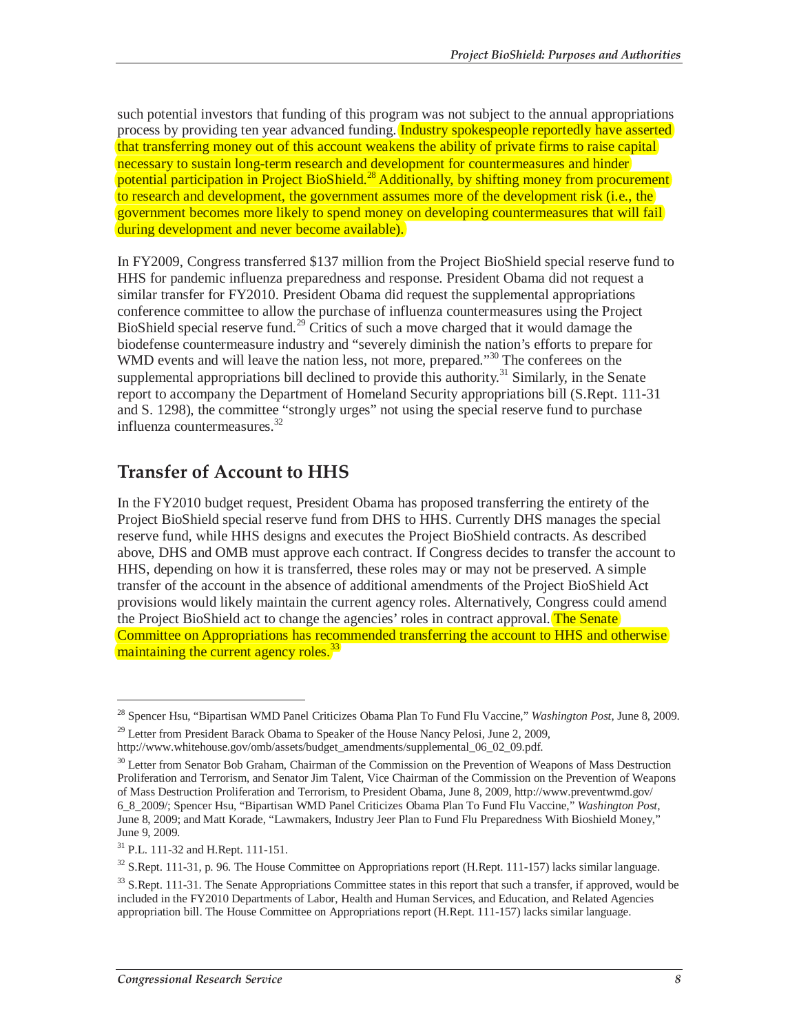such potential investors that funding of this program was not subject to the annual appropriations process by providing ten year advanced funding. Industry spokespeople reportedly have asserted that transferring money out of this account weakens the ability of private firms to raise capital necessary to sustain long-term research and development for countermeasures and hinder potential participation in Project BioShield.[28] Additionally, by shifting money from procurement to research and development, the government assumes more of the development risk (i.e., the government becomes more likely to spend money on developing countermeasures that will fail during development and never become available).

In FY2009, Congress transferred $137 million from the Project BioShield special reserve fund to HHS for pandemic influenza preparedness and response. President Obama did not request a similar transfer for FY2010. President Obama did request the supplemental appropriations conference committee to allow the purchase of influenza countermeasures using the Project BioShield special reserve fund.[29] Critics of such a move charged that it would damage the biodefense countermeasure industry and "severely diminish the nation's efforts to prepare for WMD events and will leave the nation less, not more, prepared."[30] The conferees on the supplemental appropriations bill declined to provide this authority.[31] Similarly, in the Senate report to accompany the Department of Homeland Security appropriations bill (S.Rept. 111-31 and S. 1298), the committee "strongly urges" not using the special reserve fund to purchase influenza countermeasures.[32]

## Transfer of Account to HHS

In the FY2010 budget request, President Obama has proposed transferring the entirety of the Project BioShield special reserve fund from DHS to HHS. Currently DHS manages the special reserve fund, while HHS designs and executes the Project BioShield contracts. As described above, DHS and OMB must approve each contract. If Congress decides to transfer the account to HHS, depending on how it is transferred, these roles may or may not be preserved. A simple transfer of the account in the absence of additional amendments of the Project BioShield Act provisions would likely maintain the current agency roles. Alternatively, Congress could amend the Project BioShield act to change the agencies' roles in contract approval. The Senate Committee on Appropriations has recommended transferring the account to HHS and otherwise maintaining the current agency roles.[33]

---

[28] Spencer Hsu, "Bipartisan WMD Panel Criticizes Obama Plan To Fund Flu Vaccine," *Washington Post*, June 8, 2009.

[29] Letter from President Barack Obama to Speaker of the House Nancy Pelosi, June 2, 2009, http://www.whitehouse.gov/omb/assets/budget_amendments/supplemental_06_02_09.pdf.

[30] Letter from Senator Bob Graham, Chairman of the Commission on the Prevention of Weapons of Mass Destruction Proliferation and Terrorism, and Senator Jim Talent, Vice Chairman of the Commission on the Prevention of Weapons of Mass Destruction Proliferation and Terrorism, to President Obama, June 8, 2009, http://www.preventwmd.gov/6_8_2009/; Spencer Hsu, "Bipartisan WMD Panel Criticizes Obama Plan To Fund Flu Vaccine," *Washington Post*, June 8, 2009; and Matt Korade, "Lawmakers, Industry Jeer Plan to Fund Flu Preparedness With Bioshield Money," June 9, 2009.

[31] P.L. 111-32 and H.Rept. 111-151.

[32] S.Rept. 111-31, p. 96. The House Committee on Appropriations report (H.Rept. 111-157) lacks similar language.

[33] S.Rept. 111-31. The Senate Appropriations Committee states in this report that such a transfer, if approved, would be included in the FY2010 Departments of Labor, Health and Human Services, and Education, and Related Agencies appropriation bill. The House Committee on Appropriations report (H.Rept. 111-157) lacks similar language.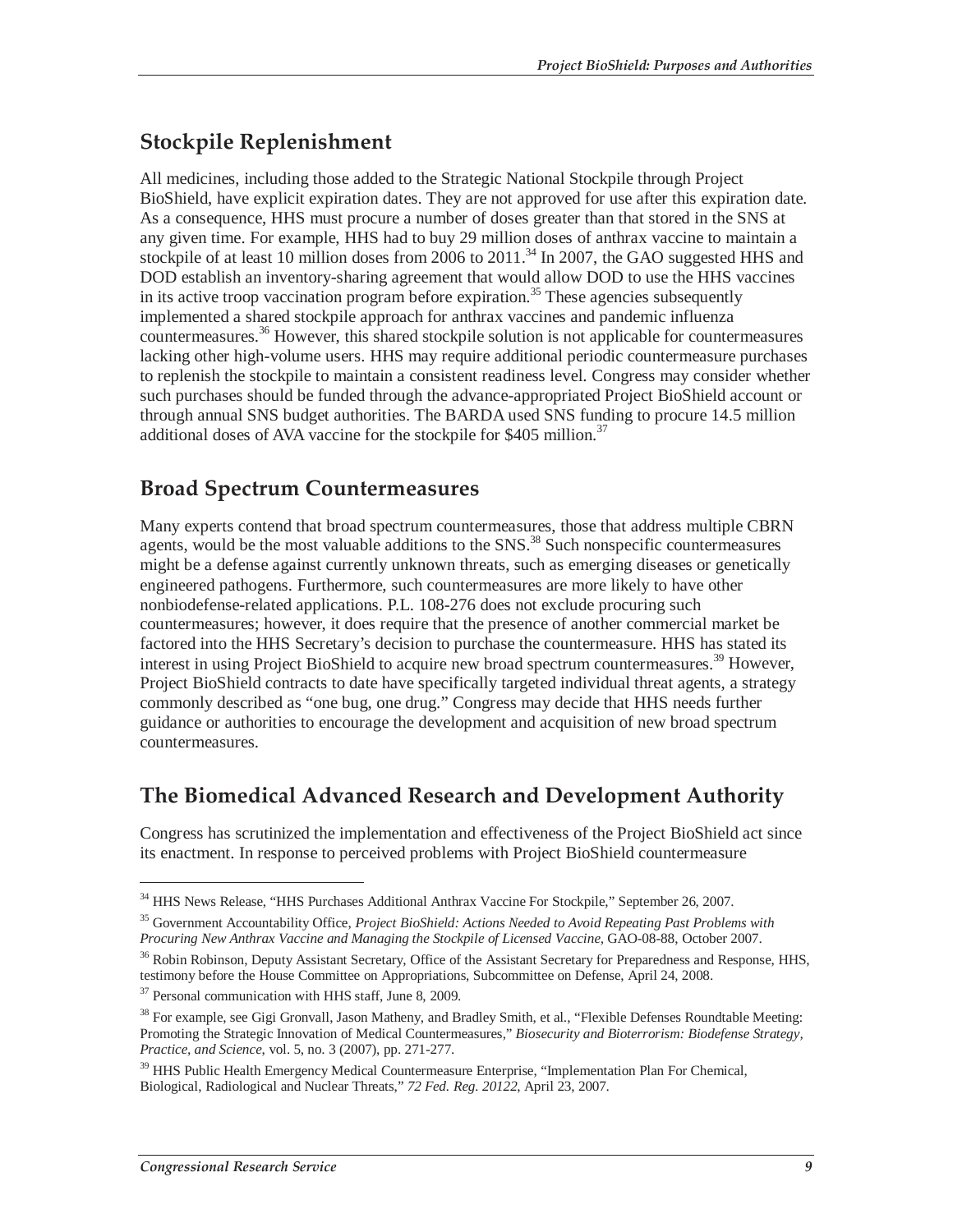## Stockpile Replenishment

All medicines, including those added to the Strategic National Stockpile through Project BioShield, have explicit expiration dates. They are not approved for use after this expiration date. As a consequence, HHS must procure a number of doses greater than that stored in the SNS at any given time. For example, HHS had to buy 29 million doses of anthrax vaccine to maintain a stockpile of at least 10 million doses from 2006 to 2011.[34] In 2007, the GAO suggested HHS and DOD establish an inventory-sharing agreement that would allow DOD to use the HHS vaccines in its active troop vaccination program before expiration.[35] These agencies subsequently implemented a shared stockpile approach for anthrax vaccines and pandemic influenza countermeasures.[36] However, this shared stockpile solution is not applicable for countermeasures lacking other high-volume users. HHS may require additional periodic countermeasure purchases to replenish the stockpile to maintain a consistent readiness level. Congress may consider whether such purchases should be funded through the advance-appropriated Project BioShield account or through annual SNS budget authorities. The BARDA used SNS funding to procure 14.5 million additional doses of AVA vaccine for the stockpile for $405 million.[37]

## Broad Spectrum Countermeasures

Many experts contend that broad spectrum countermeasures, those that address multiple CBRN agents, would be the most valuable additions to the SNS.[38] Such nonspecific countermeasures might be a defense against currently unknown threats, such as emerging diseases or genetically engineered pathogens. Furthermore, such countermeasures are more likely to have other nonbiodefense-related applications. P.L. 108-276 does not exclude procuring such countermeasures; however, it does require that the presence of another commercial market be factored into the HHS Secretary's decision to purchase the countermeasure. HHS has stated its interest in using Project BioShield to acquire new broad spectrum countermeasures.[39] However, Project BioShield contracts to date have specifically targeted individual threat agents, a strategy commonly described as "one bug, one drug." Congress may decide that HHS needs further guidance or authorities to encourage the development and acquisition of new broad spectrum countermeasures.

## The Biomedical Advanced Research and Development Authority

Congress has scrutinized the implementation and effectiveness of the Project BioShield act since its enactment. In response to perceived problems with Project BioShield countermeasure

---

[34] HHS News Release, "HHS Purchases Additional Anthrax Vaccine For Stockpile," September 26, 2007.

[35] Government Accountability Office, *Project BioShield: Actions Needed to Avoid Repeating Past Problems with Procuring New Anthrax Vaccine and Managing the Stockpile of Licensed Vaccine*, GAO-08-88, October 2007.

[36] Robin Robinson, Deputy Assistant Secretary, Office of the Assistant Secretary for Preparedness and Response, HHS, testimony before the House Committee on Appropriations, Subcommittee on Defense, April 24, 2008.

[37] Personal communication with HHS staff, June 8, 2009.

[38] For example, see Gigi Gronvall, Jason Matheny, and Bradley Smith, et al., "Flexible Defenses Roundtable Meeting: Promoting the Strategic Innovation of Medical Countermeasures," *Biosecurity and Bioterrorism: Biodefense Strategy, Practice, and Science*, vol. 5, no. 3 (2007), pp. 271-277.

[39] HHS Public Health Emergency Medical Countermeasure Enterprise, "Implementation Plan For Chemical, Biological, Radiological and Nuclear Threats," *72 Fed. Reg. 20122*, April 23, 2007.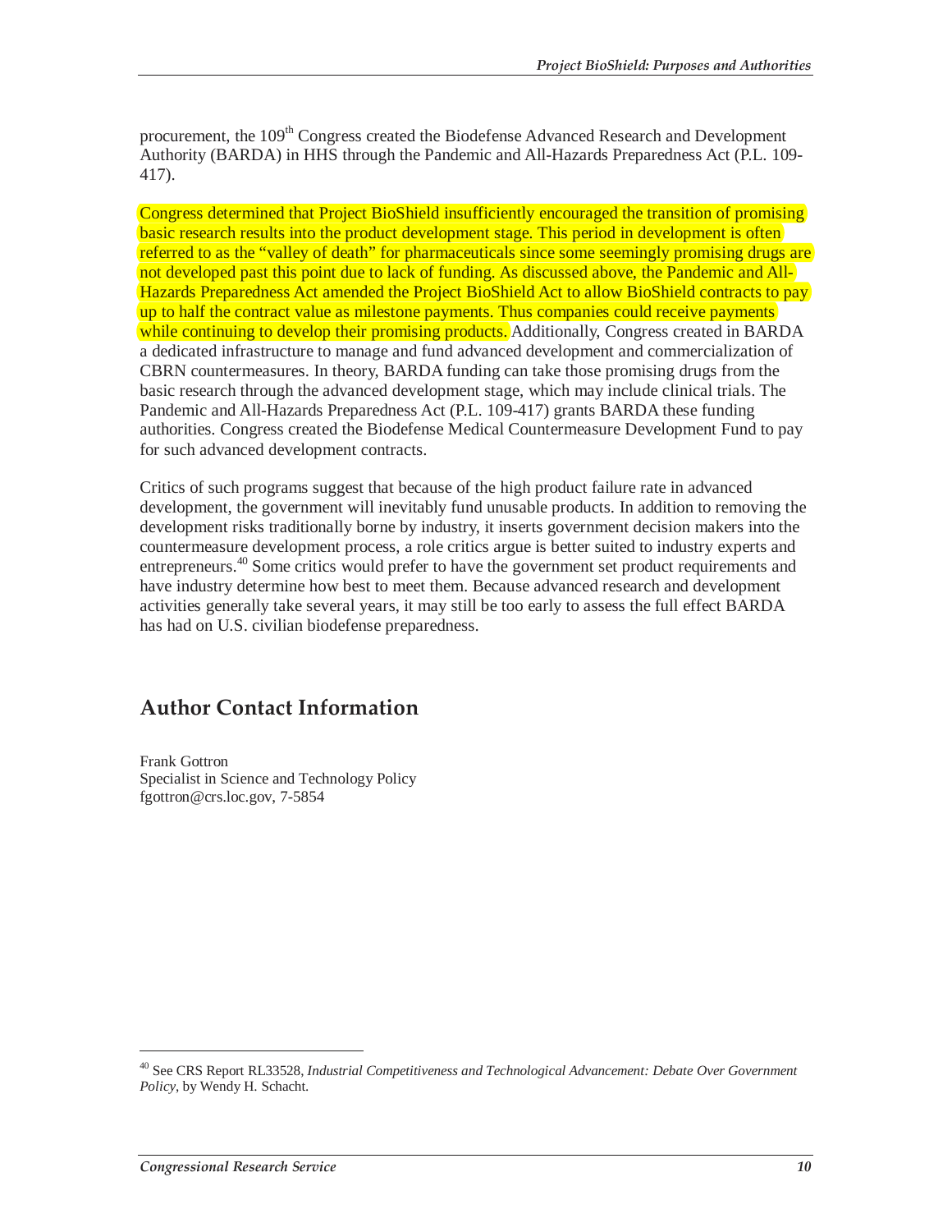procurement, the 109th Congress created the Biodefense Advanced Research and Development Authority (BARDA) in HHS through the Pandemic and All-Hazards Preparedness Act (P.L. 109-417).

Congress determined that Project BioShield insufficiently encouraged the transition of promising basic research results into the product development stage. This period in development is often referred to as the "valley of death" for pharmaceuticals since some seemingly promising drugs are not developed past this point due to lack of funding. As discussed above, the Pandemic and All-Hazards Preparedness Act amended the Project BioShield Act to allow BioShield contracts to pay up to half the contract value as milestone payments. Thus companies could receive payments while continuing to develop their promising products. Additionally, Congress created in BARDA a dedicated infrastructure to manage and fund advanced development and commercialization of CBRN countermeasures. In theory, BARDA funding can take those promising drugs from the basic research through the advanced development stage, which may include clinical trials. The Pandemic and All-Hazards Preparedness Act (P.L. 109-417) grants BARDA these funding authorities. Congress created the Biodefense Medical Countermeasure Development Fund to pay for such advanced development contracts.

Critics of such programs suggest that because of the high product failure rate in advanced development, the government will inevitably fund unusable products. In addition to removing the development risks traditionally borne by industry, it inserts government decision makers into the countermeasure development process, a role critics argue is better suited to industry experts and entrepreneurs.[40] Some critics would prefer to have the government set product requirements and have industry determine how best to meet them. Because advanced research and development activities generally take several years, it may still be too early to assess the full effect BARDA has had on U.S. civilian biodefense preparedness.

## Author Contact Information

Frank Gottron
Specialist in Science and Technology Policy
fgottron@crs.loc.gov, 7-5854

---

[40] See CRS Report RL33528, *Industrial Competitiveness and Technological Advancement: Debate Over Government Policy*, by Wendy H. Schacht.